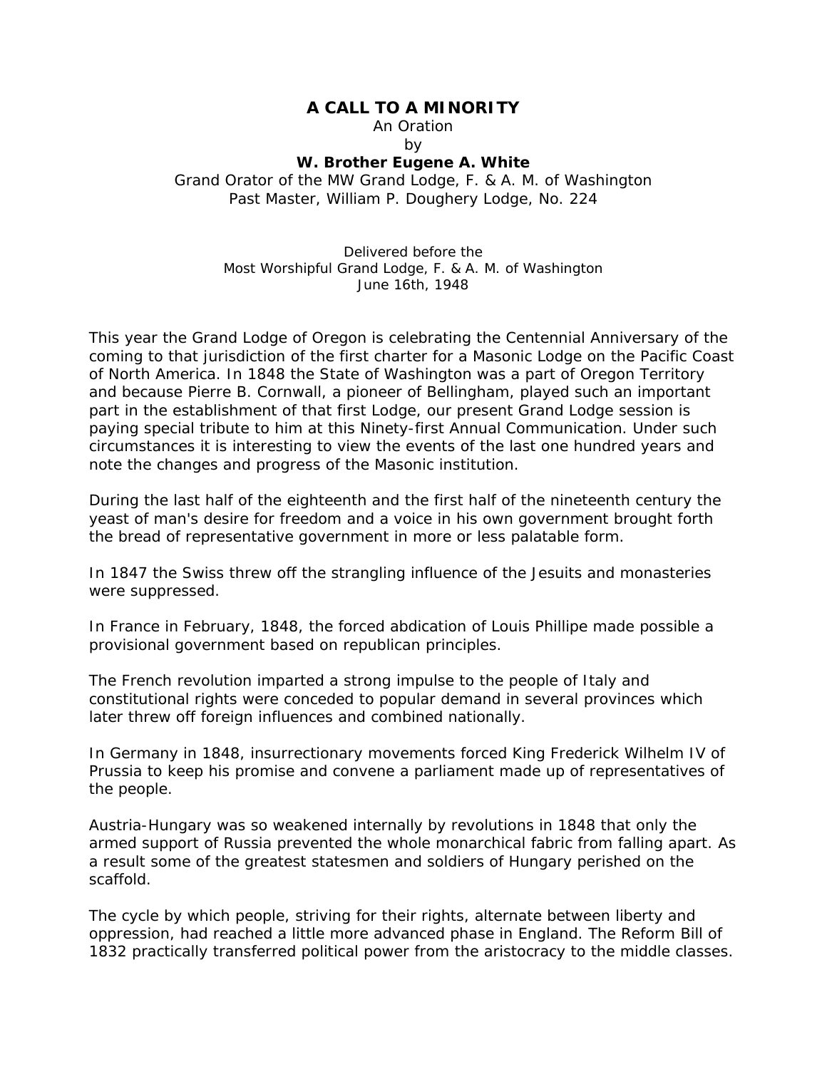# A CALL TO A MINORITY

An Oration
by
**W. Brother Eugene A. White**
Grand Orator of the MW Grand Lodge, F. & A. M. of Washington
Past Master, William P. Doughery Lodge, No. 224

Delivered before the
Most Worshipful Grand Lodge, F. & A. M. of Washington
June 16th, 1948

This year the Grand Lodge of Oregon is celebrating the Centennial Anniversary of the coming to that jurisdiction of the first charter for a Masonic Lodge on the Pacific Coast of North America. In 1848 the State of Washington was a part of Oregon Territory and because Pierre B. Cornwall, a pioneer of Bellingham, played such an important part in the establishment of that first Lodge, our present Grand Lodge session is paying special tribute to him at this Ninety-first Annual Communication. Under such circumstances it is interesting to view the events of the last one hundred years and note the changes and progress of the Masonic institution.

During the last half of the eighteenth and the first half of the nineteenth century the yeast of man's desire for freedom and a voice in his own government brought forth the bread of representative government in more or less palatable form.

In 1847 the Swiss threw off the strangling influence of the Jesuits and monasteries were suppressed.

In France in February, 1848, the forced abdication of Louis Phillipe made possible a provisional government based on republican principles.

The French revolution imparted a strong impulse to the people of Italy and constitutional rights were conceded to popular demand in several provinces which later threw off foreign influences and combined nationally.

In Germany in 1848, insurrectionary movements forced King Frederick Wilhelm IV of Prussia to keep his promise and convene a parliament made up of representatives of the people.

Austria-Hungary was so weakened internally by revolutions in 1848 that only the armed support of Russia prevented the whole monarchical fabric from falling apart. As a result some of the greatest statesmen and soldiers of Hungary perished on the scaffold.

The cycle by which people, striving for their rights, alternate between liberty and oppression, had reached a little more advanced phase in England. The Reform Bill of 1832 practically transferred political power from the aristocracy to the middle classes.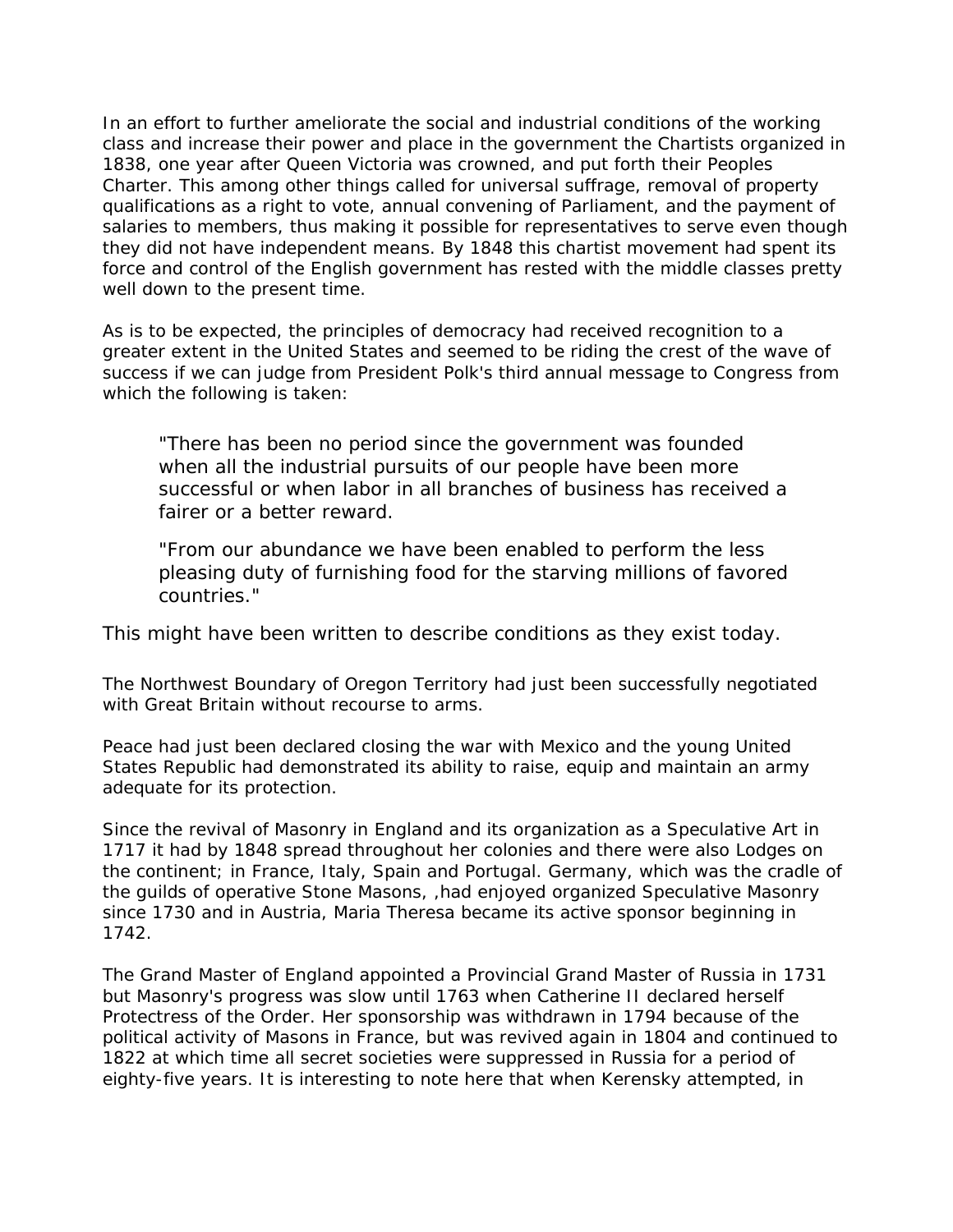In an effort to further ameliorate the social and industrial conditions of the working class and increase their power and place in the government the Chartists organized in 1838, one year after Queen Victoria was crowned, and put forth their Peoples Charter. This among other things called for universal suffrage, removal of property qualifications as a right to vote, annual convening of Parliament, and the payment of salaries to members, thus making it possible for representatives to serve even though they did not have independent means. By 1848 this chartist movement had spent its force and control of the English government has rested with the middle classes pretty well down to the present time.

As is to be expected, the principles of democracy had received recognition to a greater extent in the United States and seemed to be riding the crest of the wave of success if we can judge from President Polk's third annual message to Congress from which the following is taken:

> "There has been no period since the government was founded when all the industrial pursuits of our people have been more successful or when labor in all branches of business has received a fairer or a better reward.
>
> "From our abundance we have been enabled to perform the less pleasing duty of furnishing food for the starving millions of favored countries."

This might have been written to describe conditions as they exist today.

The Northwest Boundary of Oregon Territory had just been successfully negotiated with Great Britain without recourse to arms.

Peace had just been declared closing the war with Mexico and the young United States Republic had demonstrated its ability to raise, equip and maintain an army adequate for its protection.

Since the revival of Masonry in England and its organization as a Speculative Art in 1717 it had by 1848 spread throughout her colonies and there were also Lodges on the continent; in France, Italy, Spain and Portugal. Germany, which was the cradle of the guilds of operative Stone Masons, ,had enjoyed organized Speculative Masonry since 1730 and in Austria, Maria Theresa became its active sponsor beginning in 1742.

The Grand Master of England appointed a Provincial Grand Master of Russia in 1731 but Masonry's progress was slow until 1763 when Catherine II declared herself Protectress of the Order. Her sponsorship was withdrawn in 1794 because of the political activity of Masons in France, but was revived again in 1804 and continued to 1822 at which time all secret societies were suppressed in Russia for a period of eighty-five years. It is interesting to note here that when Kerensky attempted, in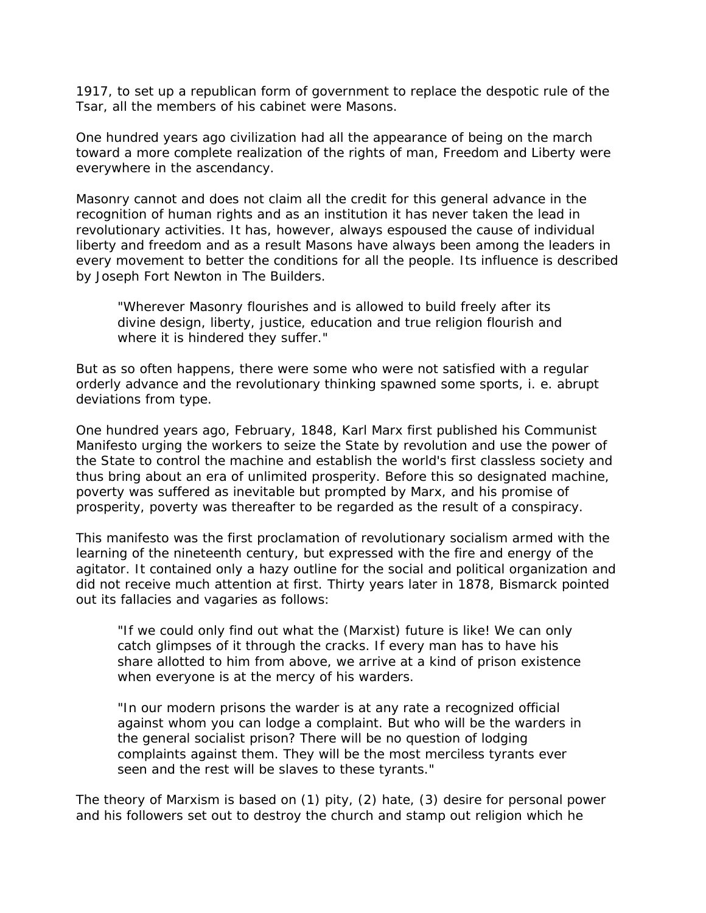1917, to set up a republican form of government to replace the despotic rule of the Tsar, all the members of his cabinet were Masons.

One hundred years ago civilization had all the appearance of being on the march toward a more complete realization of the rights of man, Freedom and Liberty were everywhere in the ascendancy.

Masonry cannot and does not claim all the credit for this general advance in the recognition of human rights and as an institution it has never taken the lead in revolutionary activities. It has, however, always espoused the cause of individual liberty and freedom and as a result Masons have always been among the leaders in every movement to better the conditions for all the people. Its influence is described by Joseph Fort Newton in The Builders.

> "Wherever Masonry flourishes and is allowed to build freely after its divine design, liberty, justice, education and true religion flourish and where it is hindered they suffer."

But as so often happens, there were some who were not satisfied with a regular orderly advance and the revolutionary thinking spawned some sports, i. e. abrupt deviations from type.

One hundred years ago, February, 1848, Karl Marx first published his Communist Manifesto urging the workers to seize the State by revolution and use the power of the State to control the machine and establish the world's first classless society and thus bring about an era of unlimited prosperity. Before this so designated machine, poverty was suffered as inevitable but prompted by Marx, and his promise of prosperity, poverty was thereafter to be regarded as the result of a conspiracy.

This manifesto was the first proclamation of revolutionary socialism armed with the learning of the nineteenth century, but expressed with the fire and energy of the agitator. It contained only a hazy outline for the social and political organization and did not receive much attention at first. Thirty years later in 1878, Bismarck pointed out its fallacies and vagaries as follows:

> "If we could only find out what the (Marxist) future is like! We can only catch glimpses of it through the cracks. If every man has to have his share allotted to him from above, we arrive at a kind of prison existence when everyone is at the mercy of his warders.
>
> "In our modern prisons the warder is at any rate a recognized official against whom you can lodge a complaint. But who will be the warders in the general socialist prison? There will be no question of lodging complaints against them. They will be the most merciless tyrants ever seen and the rest will be slaves to these tyrants."

The theory of Marxism is based on (1) pity, (2) hate, (3) desire for personal power and his followers set out to destroy the church and stamp out religion which he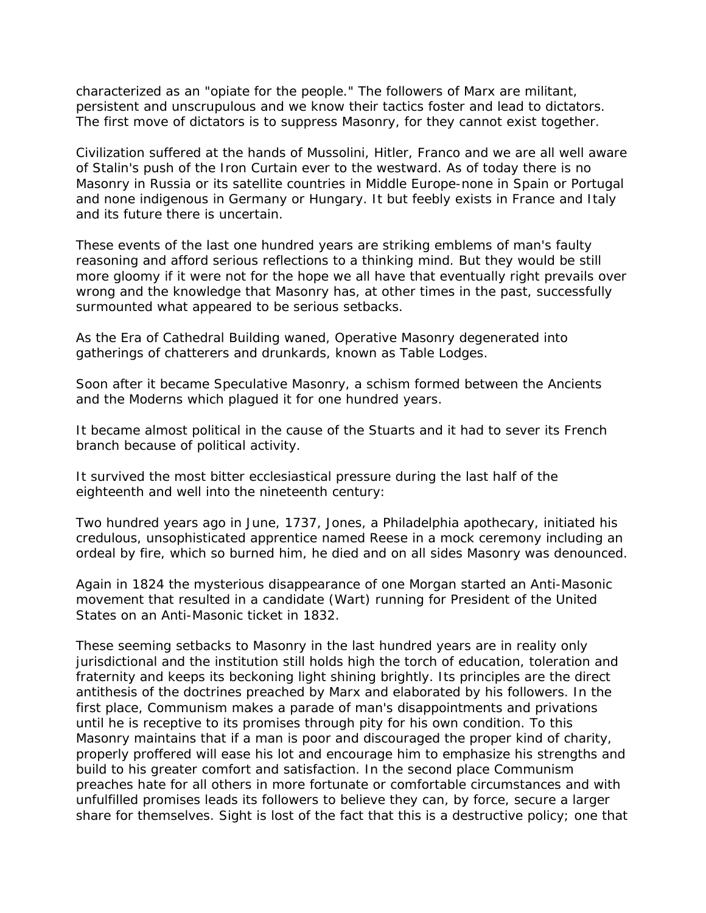characterized as an "opiate for the people." The followers of Marx are militant, persistent and unscrupulous and we know their tactics foster and lead to dictators. The first move of dictators is to suppress Masonry, for they cannot exist together.

Civilization suffered at the hands of Mussolini, Hitler, Franco and we are all well aware of Stalin's push of the Iron Curtain ever to the westward. As of today there is no Masonry in Russia or its satellite countries in Middle Europe-none in Spain or Portugal and none indigenous in Germany or Hungary. It but feebly exists in France and Italy and its future there is uncertain.

These events of the last one hundred years are striking emblems of man's faulty reasoning and afford serious reflections to a thinking mind. But they would be still more gloomy if it were not for the hope we all have that eventually right prevails over wrong and the knowledge that Masonry has, at other times in the past, successfully surmounted what appeared to be serious setbacks.

As the Era of Cathedral Building waned, Operative Masonry degenerated into gatherings of chatterers and drunkards, known as Table Lodges.

Soon after it became Speculative Masonry, a schism formed between the Ancients and the Moderns which plagued it for one hundred years.

It became almost political in the cause of the Stuarts and it had to sever its French branch because of political activity.

It survived the most bitter ecclesiastical pressure during the last half of the eighteenth and well into the nineteenth century:

Two hundred years ago in June, 1737, Jones, a Philadelphia apothecary, initiated his credulous, unsophisticated apprentice named Reese in a mock ceremony including an ordeal by fire, which so burned him, he died and on all sides Masonry was denounced.

Again in 1824 the mysterious disappearance of one Morgan started an Anti-Masonic movement that resulted in a candidate (Wart) running for President of the United States on an Anti-Masonic ticket in 1832.

These seeming setbacks to Masonry in the last hundred years are in reality only jurisdictional and the institution still holds high the torch of education, toleration and fraternity and keeps its beckoning light shining brightly. Its principles are the direct antithesis of the doctrines preached by Marx and elaborated by his followers. In the first place, Communism makes a parade of man's disappointments and privations until he is receptive to its promises through pity for his own condition. To this Masonry maintains that if a man is poor and discouraged the proper kind of charity, properly proffered will ease his lot and encourage him to emphasize his strengths and build to his greater comfort and satisfaction. In the second place Communism preaches hate for all others in more fortunate or comfortable circumstances and with unfulfilled promises leads its followers to believe they can, by force, secure a larger share for themselves. Sight is lost of the fact that this is a destructive policy; one that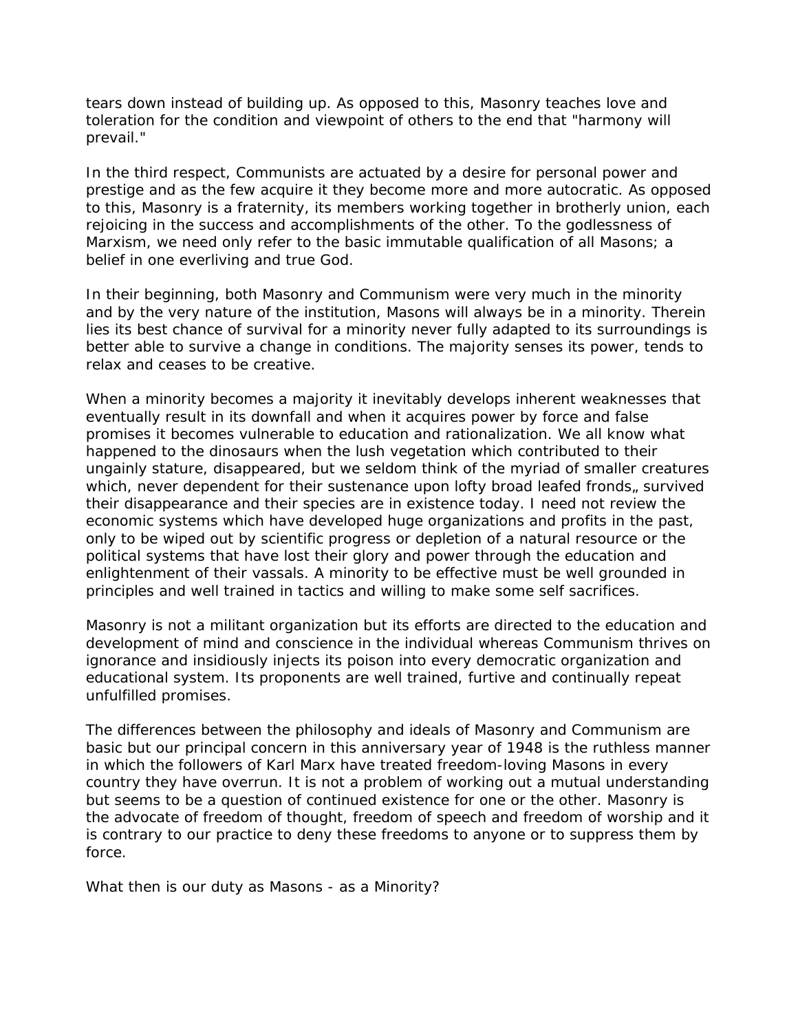tears down instead of building up. As opposed to this, Masonry teaches love and toleration for the condition and viewpoint of others to the end that "harmony will prevail."

In the third respect, Communists are actuated by a desire for personal power and prestige and as the few acquire it they become more and more autocratic. As opposed to this, Masonry is a fraternity, its members working together in brotherly union, each rejoicing in the success and accomplishments of the other. To the godlessness of Marxism, we need only refer to the basic immutable qualification of all Masons; a belief in one everliving and true God.

In their beginning, both Masonry and Communism were very much in the minority and by the very nature of the institution, Masons will always be in a minority. Therein lies its best chance of survival for a minority never fully adapted to its surroundings is better able to survive a change in conditions. The majority senses its power, tends to relax and ceases to be creative.

When a minority becomes a majority it inevitably develops inherent weaknesses that eventually result in its downfall and when it acquires power by force and false promises it becomes vulnerable to education and rationalization. We all know what happened to the dinosaurs when the lush vegetation which contributed to their ungainly stature, disappeared, but we seldom think of the myriad of smaller creatures which, never dependent for their sustenance upon lofty broad leafed fronds„ survived their disappearance and their species are in existence today. I need not review the economic systems which have developed huge organizations and profits in the past, only to be wiped out by scientific progress or depletion of a natural resource or the political systems that have lost their glory and power through the education and enlightenment of their vassals. A minority to be effective must be well grounded in principles and well trained in tactics and willing to make some self sacrifices.

Masonry is not a militant organization but its efforts are directed to the education and development of mind and conscience in the individual whereas Communism thrives on ignorance and insidiously injects its poison into every democratic organization and educational system. Its proponents are well trained, furtive and continually repeat unfulfilled promises.

The differences between the philosophy and ideals of Masonry and Communism are basic but our principal concern in this anniversary year of 1948 is the ruthless manner in which the followers of Karl Marx have treated freedom-loving Masons in every country they have overrun. It is not a problem of working out a mutual understanding but seems to be a question of continued existence for one or the other. Masonry is the advocate of freedom of thought, freedom of speech and freedom of worship and it is contrary to our practice to deny these freedoms to anyone or to suppress them by force.

What then is our duty as Masons - as a Minority?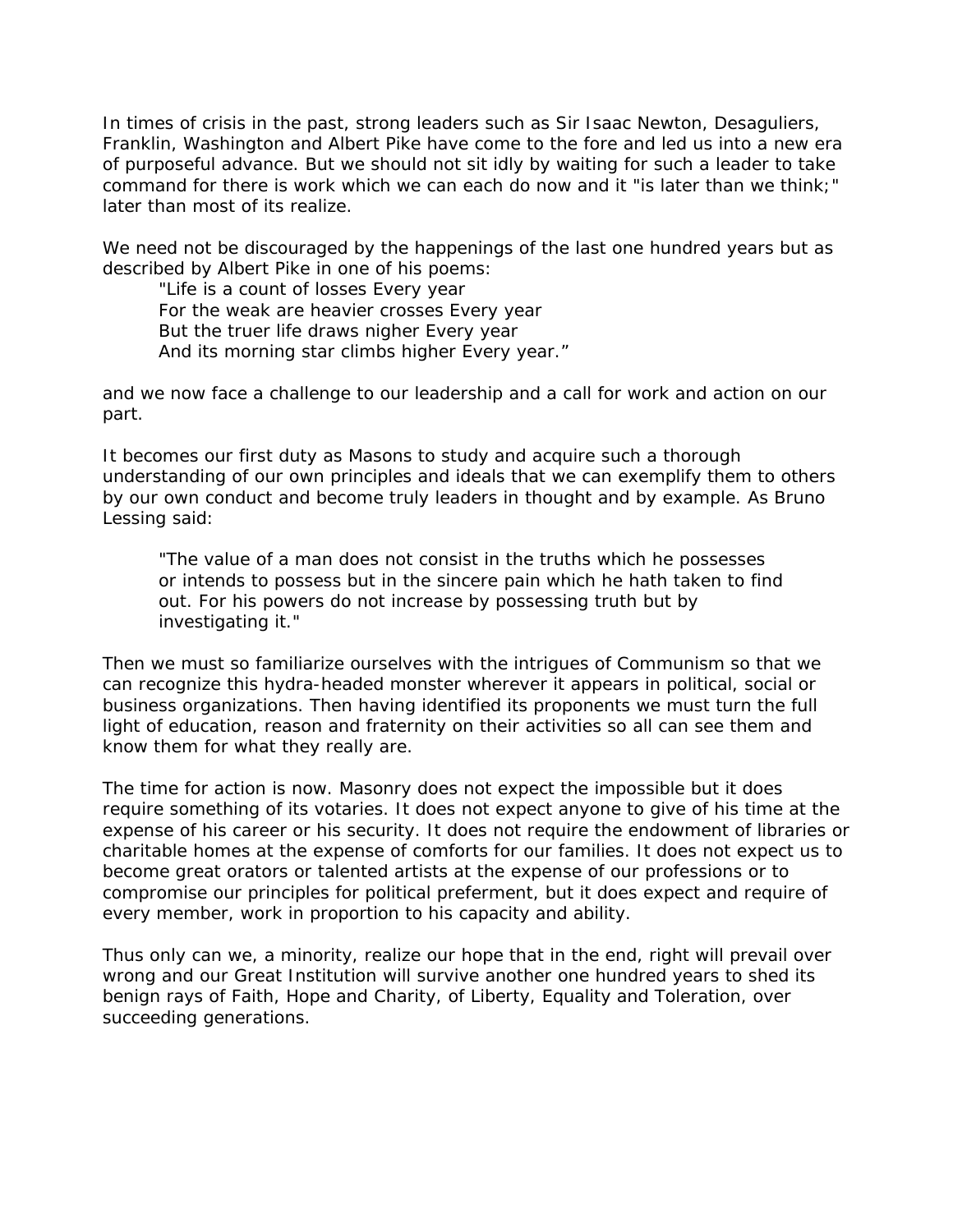In times of crisis in the past, strong leaders such as Sir Isaac Newton, Desaguliers, Franklin, Washington and Albert Pike have come to the fore and led us into a new era of purposeful advance. But we should not sit idly by waiting for such a leader to take command for there is work which we can each do now and it "is later than we think;" later than most of its realize.

We need not be discouraged by the happenings of the last one hundred years but as described by Albert Pike in one of his poems:

> "Life is a count of losses Every year
> For the weak are heavier crosses Every year
> But the truer life draws nigher Every year
> And its morning star climbs higher Every year."

and we now face a challenge to our leadership and a call for work and action on our part.

It becomes our first duty as Masons to study and acquire such a thorough understanding of our own principles and ideals that we can exemplify them to others by our own conduct and become truly leaders in thought and by example. As Bruno Lessing said:

> "The value of a man does not consist in the truths which he possesses or intends to possess but in the sincere pain which he hath taken to find out. For his powers do not increase by possessing truth but by investigating it."

Then we must so familiarize ourselves with the intrigues of Communism so that we can recognize this hydra-headed monster wherever it appears in political, social or business organizations. Then having identified its proponents we must turn the full light of education, reason and fraternity on their activities so all can see them and know them for what they really are.

The time for action is now. Masonry does not expect the impossible but it does require something of its votaries. It does not expect anyone to give of his time at the expense of his career or his security. It does not require the endowment of libraries or charitable homes at the expense of comforts for our families. It does not expect us to become great orators or talented artists at the expense of our professions or to compromise our principles for political preferment, but it does expect and require of every member, work in proportion to his capacity and ability.

Thus only can we, a minority, realize our hope that in the end, right will prevail over wrong and our Great Institution will survive another one hundred years to shed its benign rays of Faith, Hope and Charity, of Liberty, Equality and Toleration, over succeeding generations.